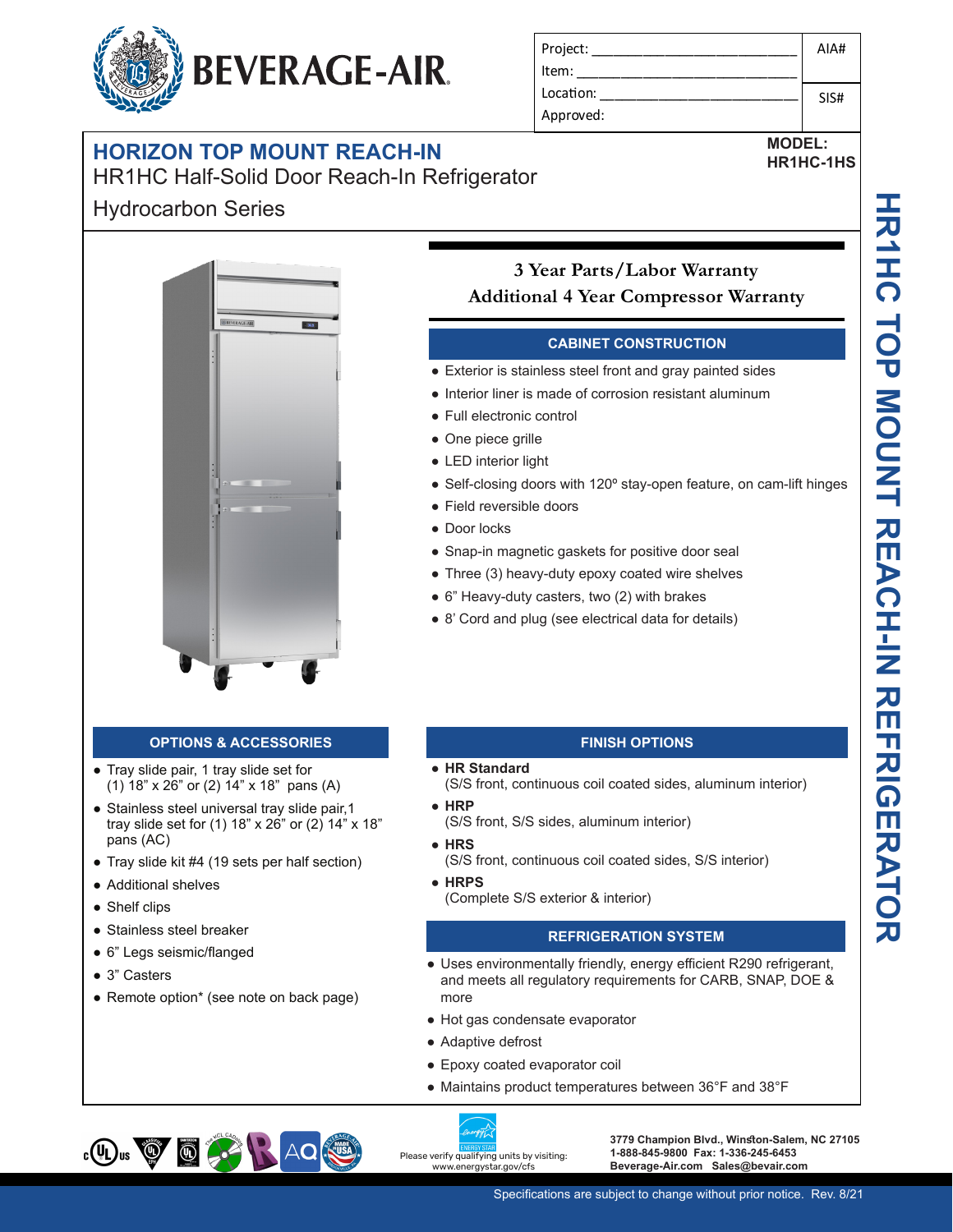# BEVERAGE-AIR

| Project: | AIA# |
|---|---|
| Item: | |
| Location: | SIS# |
| Approved: | |

## HORIZON TOP MOUNT REACH-IN

HR1HC Half-Solid Door Reach-In Refrigerator

Hydrocarbon Series

**MODEL:**
**HR1HC-1HS**

**3 Year Parts/Labor Warranty**
**Additional 4 Year Compressor Warranty**

### CABINET CONSTRUCTION

- Exterior is stainless steel front and gray painted sides
- Interior liner is made of corrosion resistant aluminum
- Full electronic control
- One piece grille
- LED interior light
- Self-closing doors with 120º stay-open feature, on cam-lift hinges
- Field reversible doors
- Door locks
- Snap-in magnetic gaskets for positive door seal
- Three (3) heavy-duty epoxy coated wire shelves
- 6" Heavy-duty casters, two (2) with brakes
- 8' Cord and plug (see electrical data for details)

### OPTIONS & ACCESSORIES

- Tray slide pair, 1 tray slide set for (1) 18" x 26" or (2) 14" x 18" pans (A)
- Stainless steel universal tray slide pair,1 tray slide set for (1) 18" x 26" or (2) 14" x 18" pans (AC)
- Tray slide kit #4 (19 sets per half section)
- Additional shelves
- Shelf clips
- Stainless steel breaker
- 6" Legs seismic/flanged
- 3" Casters
- Remote option* (see note on back page)

### FINISH OPTIONS

- **HR Standard**
  (S/S front, continuous coil coated sides, aluminum interior)
- **HRP**
  (S/S front, S/S sides, aluminum interior)
- **HRS**
  (S/S front, continuous coil coated sides, S/S interior)
- **HRPS**
  (Complete S/S exterior & interior)

### REFRIGERATION SYSTEM

- Uses environmentally friendly, energy efficient R290 refrigerant, and meets all regulatory requirements for CARB, SNAP, DOE & more
- Hot gas condensate evaporator
- Adaptive defrost
- Epoxy coated evaporator coil
- Maintains product temperatures between 36°F and 38°F

HR1HC TOP MOUNT REACH-IN REFRIGERATOR

Please verify qualifying units by visiting: www.energystar.gov/cfs

3779 Champion Blvd., Winston-Salem, NC 27105
1-888-845-9800 Fax: 1-336-245-6453
Beverage-Air.com Sales@bevair.com

Specifications are subject to change without prior notice. Rev. 8/21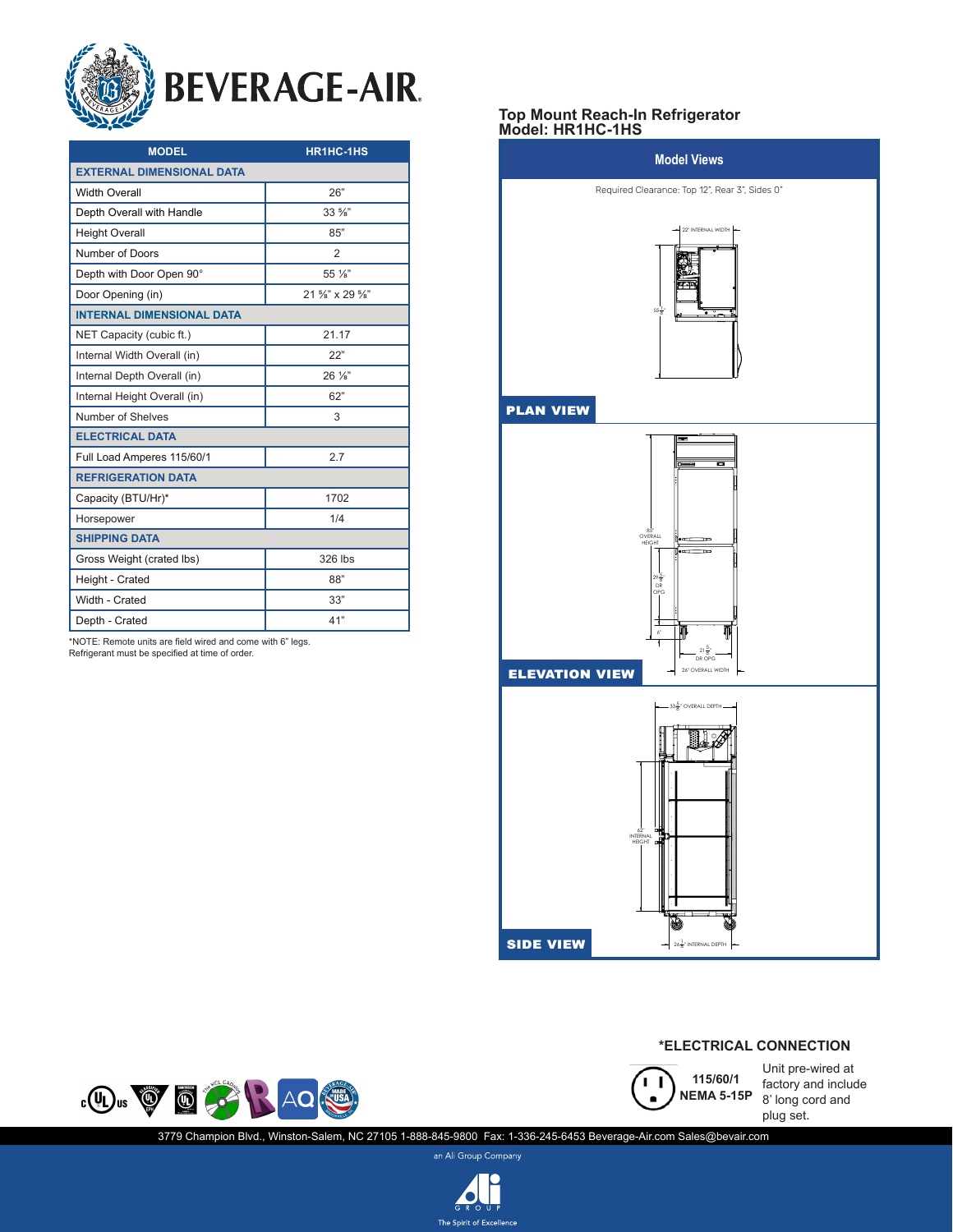# BEVERAGE-AIR

## Top Mount Reach-In Refrigerator
## Model: HR1HC-1HS

| MODEL | HR1HC-1HS |
|---|---|
| **EXTERNAL DIMENSIONAL DATA** | |
| Width Overall | 26" |
| Depth Overall with Handle | 33 ⅝" |
| Height Overall | 85" |
| Number of Doors | 2 |
| Depth with Door Open 90° | 55 ⅛" |
| Door Opening (in) | 21 ⅝" x 29 ⅝" |
| **INTERNAL DIMENSIONAL DATA** | |
| NET Capacity (cubic ft.) | 21.17 |
| Internal Width Overall (in) | 22" |
| Internal Depth Overall (in) | 26 ⅛" |
| Internal Height Overall (in) | 62" |
| Number of Shelves | 3 |
| **ELECTRICAL DATA** | |
| Full Load Amperes 115/60/1 | 2.7 |
| **REFRIGERATION DATA** | |
| Capacity (BTU/Hr)* | 1702 |
| Horsepower | 1/4 |
| **SHIPPING DATA** | |
| Gross Weight (crated lbs) | 326 lbs |
| Height - Crated | 88" |
| Width - Crated | 33" |
| Depth - Crated | 41" |

*NOTE: Remote units are field wired and come with 6" legs.
Refrigerant must be specified at time of order.

### Model Views

Required Clearance: Top 12", Rear 3", Sides 0"

**PLAN VIEW**

22" INTERNAL WIDTH

55 1/8

**ELEVATION VIEW**

85" OVERALL HEIGHT

29 5/8 DR OPG

6"

21 5/8 DR OPG

26" OVERALL WIDTH

**SIDE VIEW**

33 5/8" OVERALL DEPTH

62" INTERNAL HEIGHT

26 1/8" INTERNAL DEPTH

### *ELECTRICAL CONNECTION

**115/60/1**
**NEMA 5-15P**

Unit pre-wired at factory and include 8' long cord and plug set.

3779 Champion Blvd., Winston-Salem, NC 27105 1-888-845-9800 Fax: 1-336-245-6453 Beverage-Air.com Sales@bevair.com

an Ali Group Company

The Spirit of Excellence